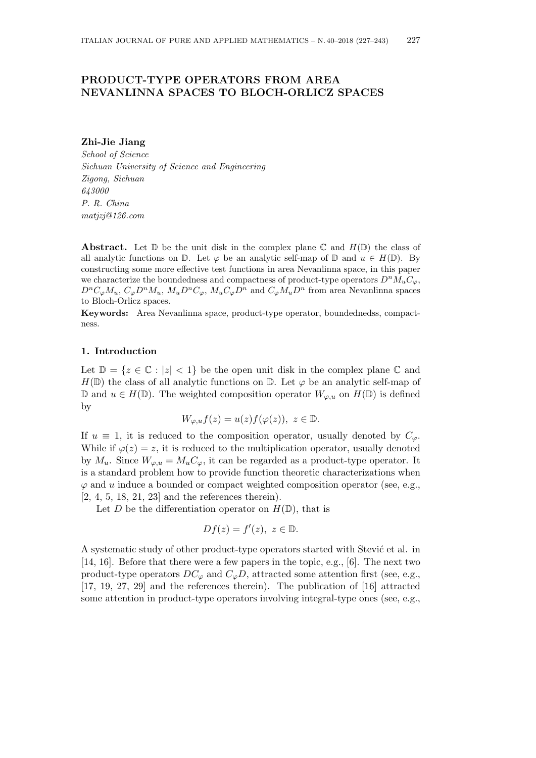# PRODUCT-TYPE OPERATORS FROM AREA NEVANLINNA SPACES TO BLOCH-ORLICZ SPACES

**Zhi-Jie Jiang**

*School of Science*
*Sichuan University of Science and Engineering*
*Zigong, Sichuan*
*643000*
*P. R. China*
*matjzj@126.com*

**Abstract.** Let $\mathbb{D}$ be the unit disk in the complex plane $\mathbb{C}$ and $H(\mathbb{D})$ the class of all analytic functions on $\mathbb{D}$. Let $\varphi$ be an analytic self-map of $\mathbb{D}$ and $u \in H(\mathbb{D})$. By constructing some more effective test functions in area Nevanlinna space, in this paper we characterize the boundedness and compactness of product-type operators $D^n M_u C_\varphi$, $D^n C_\varphi M_u$, $C_\varphi D^n M_u$, $M_u D^n C_\varphi$, $M_u C_\varphi D^n$ and $C_\varphi M_u D^n$ from area Nevanlinna spaces to Bloch-Orlicz spaces.

**Keywords:** Area Nevanlinna space, product-type operator, boundednedss, compactness.

## 1. Introduction

Let $\mathbb{D} = \{z \in \mathbb{C} : |z| < 1\}$ be the open unit disk in the complex plane $\mathbb{C}$ and $H(\mathbb{D})$ the class of all analytic functions on $\mathbb{D}$. Let $\varphi$ be an analytic self-map of $\mathbb{D}$ and $u \in H(\mathbb{D})$. The weighted composition operator $W_{\varphi,u}$ on $H(\mathbb{D})$ is defined by

$$W_{\varphi,u}f(z) = u(z)f(\varphi(z)), \; z \in \mathbb{D}.$$

If $u \equiv 1$, it is reduced to the composition operator, usually denoted by $C_\varphi$. While if $\varphi(z) = z$, it is reduced to the multiplication operator, usually denoted by $M_u$. Since $W_{\varphi,u} = M_u C_\varphi$, it can be regarded as a product-type operator. It is a standard problem how to provide function theoretic characterizations when $\varphi$ and $u$ induce a bounded or compact weighted composition operator (see, e.g., [2, 4, 5, 18, 21, 23] and the references therein).

Let $D$ be the differentiation operator on $H(\mathbb{D})$, that is

$$Df(z) = f'(z), \; z \in \mathbb{D}.$$

A systematic study of other product-type operators started with Stević et al. in [14, 16]. Before that there were a few papers in the topic, e.g., [6]. The next two product-type operators $DC_\varphi$ and $C_\varphi D$, attracted some attention first (see, e.g., [17, 19, 27, 29] and the references therein). The publication of [16] attracted some attention in product-type operators involving integral-type ones (see, e.g.,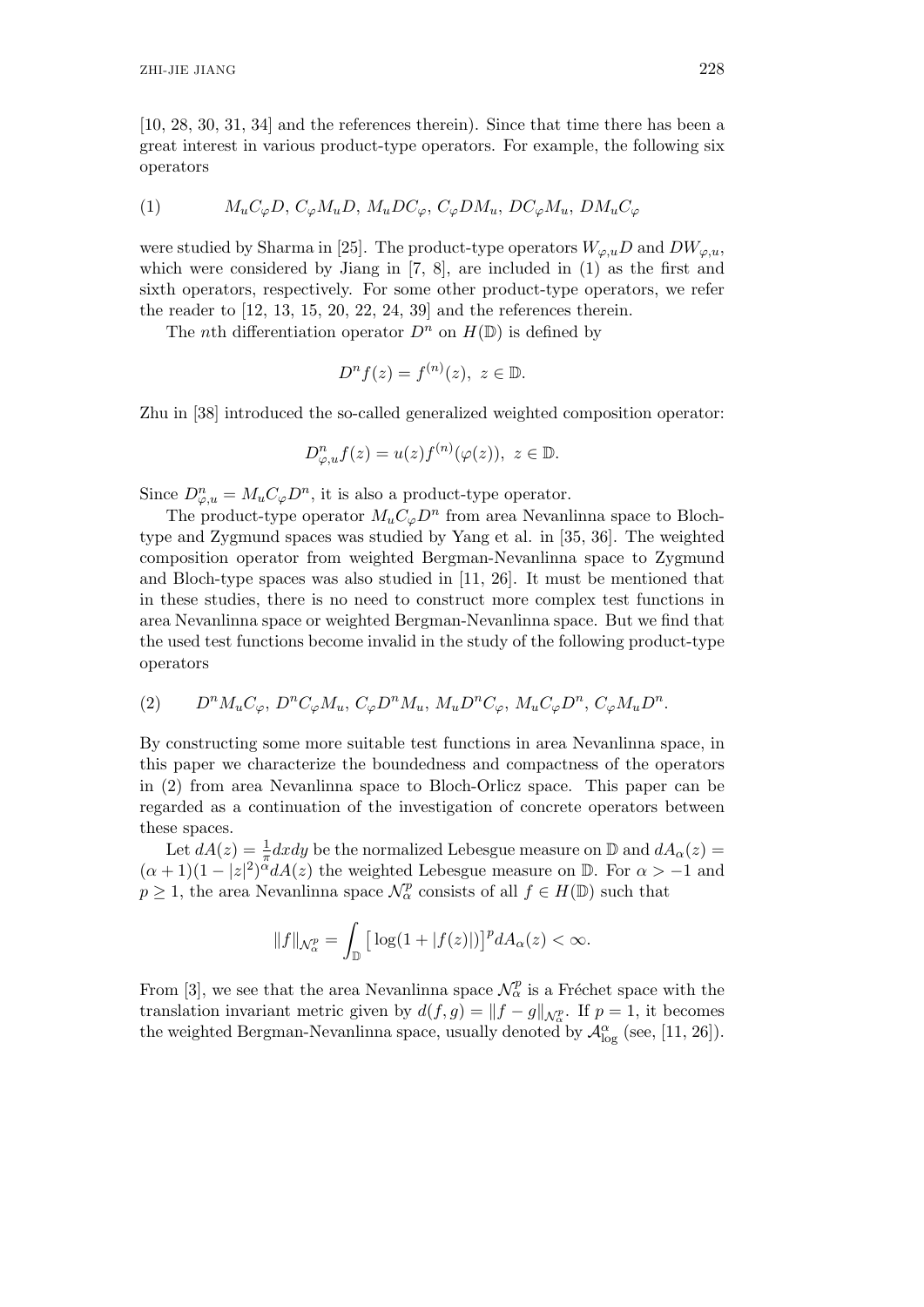[10, 28, 30, 31, 34] and the references therein). Since that time there has been a great interest in various product-type operators. For example, the following six operators

$$(1) \qquad M_uC_\varphi D,\ C_\varphi M_u D,\ M_u DC_\varphi,\ C_\varphi DM_u,\ DC_\varphi M_u,\ DM_uC_\varphi$$

were studied by Sharma in [25]. The product-type operators $W_{\varphi,u}D$ and $DW_{\varphi,u}$, which were considered by Jiang in [7, 8], are included in (1) as the first and sixth operators, respectively. For some other product-type operators, we refer the reader to [12, 13, 15, 20, 22, 24, 39] and the references therein.

The $n$th differentiation operator $D^n$ on $H(\mathbb{D})$ is defined by

$$D^n f(z) = f^{(n)}(z),\ z \in \mathbb{D}.$$

Zhu in [38] introduced the so-called generalized weighted composition operator:

$$D^n_{\varphi,u} f(z) = u(z) f^{(n)}(\varphi(z)),\ z \in \mathbb{D}.$$

Since $D^n_{\varphi,u} = M_uC_\varphi D^n$, it is also a product-type operator.

The product-type operator $M_uC_\varphi D^n$ from area Nevanlinna space to Bloch-type and Zygmund spaces was studied by Yang et al. in [35, 36]. The weighted composition operator from weighted Bergman-Nevanlinna space to Zygmund and Bloch-type spaces was also studied in [11, 26]. It must be mentioned that in these studies, there is no need to construct more complex test functions in area Nevanlinna space or weighted Bergman-Nevanlinna space. But we find that the used test functions become invalid in the study of the following product-type operators

$$(2) \qquad D^n M_uC_\varphi,\ D^nC_\varphi M_u,\ C_\varphi D^n M_u,\ M_u D^n C_\varphi,\ M_uC_\varphi D^n,\ C_\varphi M_u D^n.$$

By constructing some more suitable test functions in area Nevanlinna space, in this paper we characterize the boundedness and compactness of the operators in (2) from area Nevanlinna space to Bloch-Orlicz space. This paper can be regarded as a continuation of the investigation of concrete operators between these spaces.

Let $dA(z) = \frac{1}{\pi}dxdy$ be the normalized Lebesgue measure on $\mathbb{D}$ and $dA_\alpha(z) = (\alpha+1)(1-|z|^2)^\alpha dA(z)$ the weighted Lebesgue measure on $\mathbb{D}$. For $\alpha > -1$ and $p \geq 1$, the area Nevanlinna space $\mathcal{N}^p_\alpha$ consists of all $f \in H(\mathbb{D})$ such that

$$\|f\|_{\mathcal{N}^p_\alpha} = \int_{\mathbb{D}} \big[\log(1+|f(z)|)\big]^p dA_\alpha(z) < \infty.$$

From [3], we see that the area Nevanlinna space $\mathcal{N}^p_\alpha$ is a Fréchet space with the translation invariant metric given by $d(f,g) = \|f-g\|_{\mathcal{N}^p_\alpha}$. If $p = 1$, it becomes the weighted Bergman-Nevanlinna space, usually denoted by $\mathcal{A}^\alpha_{\log}$ (see, [11, 26]).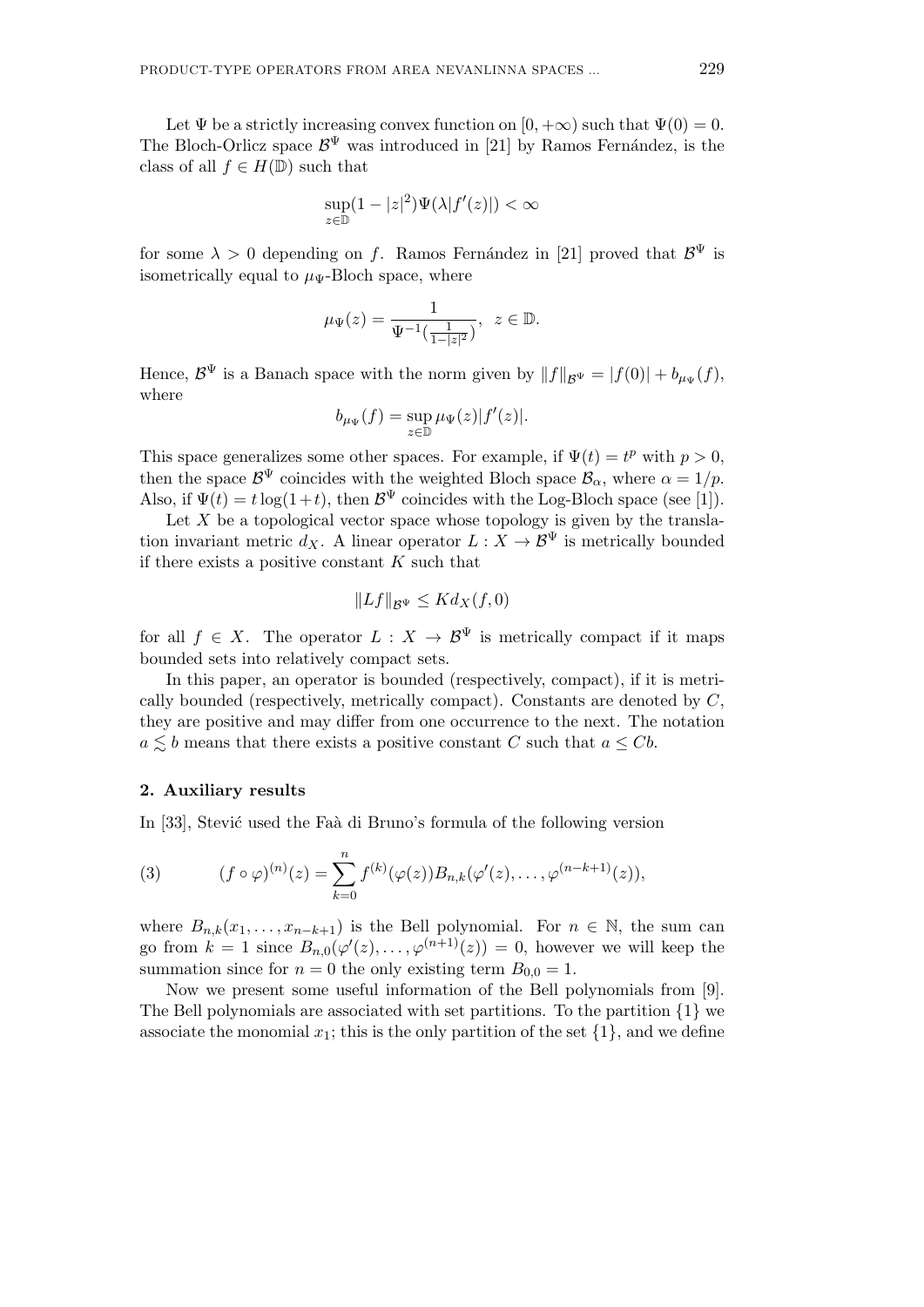Let $\Psi$ be a strictly increasing convex function on $[0, +\infty)$ such that $\Psi(0) = 0$. The Bloch-Orlicz space $\mathcal{B}^\Psi$ was introduced in [21] by Ramos Fernández, is the class of all $f \in H(\mathbb{D})$ such that

$$\sup_{z\in\mathbb{D}}(1 - |z|^2)\Psi(\lambda|f'(z)|) < \infty$$

for some $\lambda > 0$ depending on $f$. Ramos Fernández in [21] proved that $\mathcal{B}^\Psi$ is isometrically equal to $\mu_\Psi$-Bloch space, where

$$\mu_\Psi(z) = \frac{1}{\Psi^{-1}(\frac{1}{1-|z|^2})}, \ \ z \in \mathbb{D}.$$

Hence, $\mathcal{B}^\Psi$ is a Banach space with the norm given by $\|f\|_{\mathcal{B}^\Psi} = |f(0)| + b_{\mu_\Psi}(f)$, where

$$b_{\mu_\Psi}(f) = \sup_{z\in\mathbb{D}} \mu_\Psi(z)|f'(z)|.$$

This space generalizes some other spaces. For example, if $\Psi(t) = t^p$ with $p > 0$, then the space $\mathcal{B}^\Psi$ coincides with the weighted Bloch space $\mathcal{B}_\alpha$, where $\alpha = 1/p$. Also, if $\Psi(t) = t\log(1+t)$, then $\mathcal{B}^\Psi$ coincides with the Log-Bloch space (see [1]).

Let $X$ be a topological vector space whose topology is given by the translation invariant metric $d_X$. A linear operator $L : X \to \mathcal{B}^\Psi$ is metrically bounded if there exists a positive constant $K$ such that

$$\|Lf\|_{\mathcal{B}^\Psi} \leq Kd_X(f, 0)$$

for all $f \in X$. The operator $L : X \to \mathcal{B}^\Psi$ is metrically compact if it maps bounded sets into relatively compact sets.

In this paper, an operator is bounded (respectively, compact), if it is metrically bounded (respectively, metrically compact). Constants are denoted by $C$, they are positive and may differ from one occurrence to the next. The notation $a \lesssim b$ means that there exists a positive constant $C$ such that $a \leq Cb$.

## 2. Auxiliary results

In [33], Stević used the Faà di Bruno's formula of the following version

$$(f \circ \varphi)^{(n)}(z) = \sum_{k=0}^{n} f^{(k)}(\varphi(z))B_{n,k}(\varphi'(z), \ldots, \varphi^{(n-k+1)}(z)), \tag{3}$$

where $B_{n,k}(x_1, \ldots, x_{n-k+1})$ is the Bell polynomial. For $n \in \mathbb{N}$, the sum can go from $k = 1$ since $B_{n,0}(\varphi'(z), \ldots, \varphi^{(n+1)}(z)) = 0$, however we will keep the summation since for $n = 0$ the only existing term $B_{0,0} = 1$.

Now we present some useful information of the Bell polynomials from [9]. The Bell polynomials are associated with set partitions. To the partition $\{1\}$ we associate the monomial $x_1$; this is the only partition of the set $\{1\}$, and we define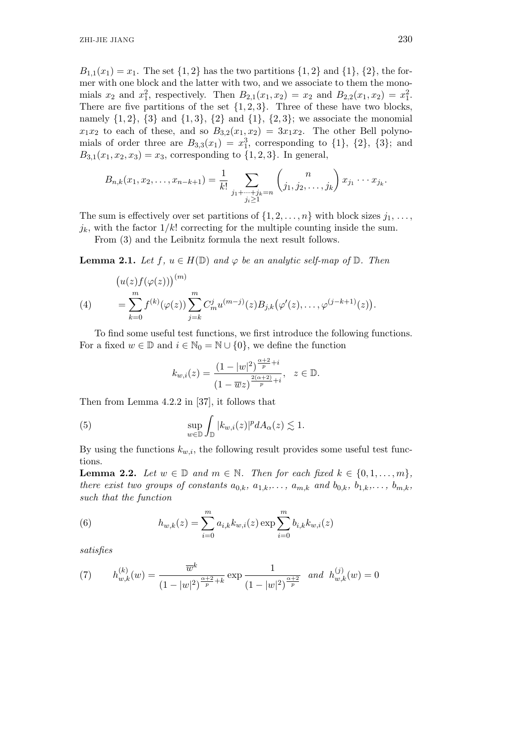$B_{1,1}(x_1) = x_1$. The set $\{1, 2\}$ has the two partitions $\{1, 2\}$ and $\{1\}$, $\{2\}$, the former with one block and the latter with two, and we associate to them the monomials $x_2$ and $x_1^2$, respectively. Then $B_{2,1}(x_1, x_2) = x_2$ and $B_{2,2}(x_1, x_2) = x_1^2$. There are five partitions of the set $\{1, 2, 3\}$. Three of these have two blocks, namely $\{1, 2\}$, $\{3\}$ and $\{1, 3\}$, $\{2\}$ and $\{1\}$, $\{2, 3\}$; we associate the monomial $x_1x_2$ to each of these, and so $B_{3,2}(x_1, x_2) = 3x_1x_2$. The other Bell polynomials of order three are $B_{3,3}(x_1) = x_1^3$, corresponding to $\{1\}$, $\{2\}$, $\{3\}$; and $B_{3,1}(x_1, x_2, x_3) = x_3$, corresponding to $\{1, 2, 3\}$. In general,

$$B_{n,k}(x_1, x_2, \dots, x_{n-k+1}) = \frac{1}{k!} \sum_{\substack{j_1+\cdots+j_k=n \\ j_i \geq 1}} \binom{n}{j_1, j_2, \dots, j_k} x_{j_1} \cdots x_{j_k}.$$

The sum is effectively over set partitions of $\{1, 2, \dots, n\}$ with block sizes $j_1, \dots, j_k$, with the factor $1/k!$ correcting for the multiple counting inside the sum.

From (3) and the Leibnitz formula the next result follows.

**Lemma 2.1.** *Let $f$, $u \in H(\mathbb{D})$ and $\varphi$ be an analytic self-map of $\mathbb{D}$. Then*

$$\begin{aligned} &\big(u(z)f(\varphi(z))\big)^{(m)} \\ (4) \qquad &= \sum_{k=0}^{m} f^{(k)}(\varphi(z)) \sum_{j=k}^{m} C_m^j u^{(m-j)}(z) B_{j,k}\big(\varphi'(z), \dots, \varphi^{(j-k+1)}(z)\big). \end{aligned}$$

To find some useful test functions, we first introduce the following functions. For a fixed $w \in \mathbb{D}$ and $i \in \mathbb{N}_0 = \mathbb{N} \cup \{0\}$, we define the function

$$k_{w,i}(z) = \frac{(1-|w|^2)^{\frac{\alpha+2}{p}+i}}{(1-\overline{w}z)^{\frac{2(\alpha+2)}{p}+i}}, \quad z \in \mathbb{D}.$$

Then from Lemma 4.2.2 in [37], it follows that

$$(5) \qquad \sup_{w\in\mathbb{D}} \int_{\mathbb{D}} |k_{w,i}(z)|^p dA_\alpha(z) \lesssim 1.$$

By using the functions $k_{w,i}$, the following result provides some useful test functions.

**Lemma 2.2.** *Let $w \in \mathbb{D}$ and $m \in \mathbb{N}$. Then for each fixed $k \in \{0, 1, \dots, m\}$, there exist two groups of constants $a_{0,k}$, $a_{1,k}, \dots, a_{m,k}$ and $b_{0,k}$, $b_{1,k}, \dots, b_{m,k}$, such that the function*

$$(6) \qquad h_{w,k}(z) = \sum_{i=0}^{m} a_{i,k} k_{w,i}(z) \exp \sum_{i=0}^{m} b_{i,k} k_{w,i}(z)$$

*satisfies*

$$(7) \qquad h_{w,k}^{(k)}(w) = \frac{\overline{w}^k}{(1-|w|^2)^{\frac{\alpha+2}{p}+k}} \exp \frac{1}{(1-|w|^2)^{\frac{\alpha+2}{p}}} \quad \textit{and} \quad h_{w,k}^{(j)}(w) = 0$$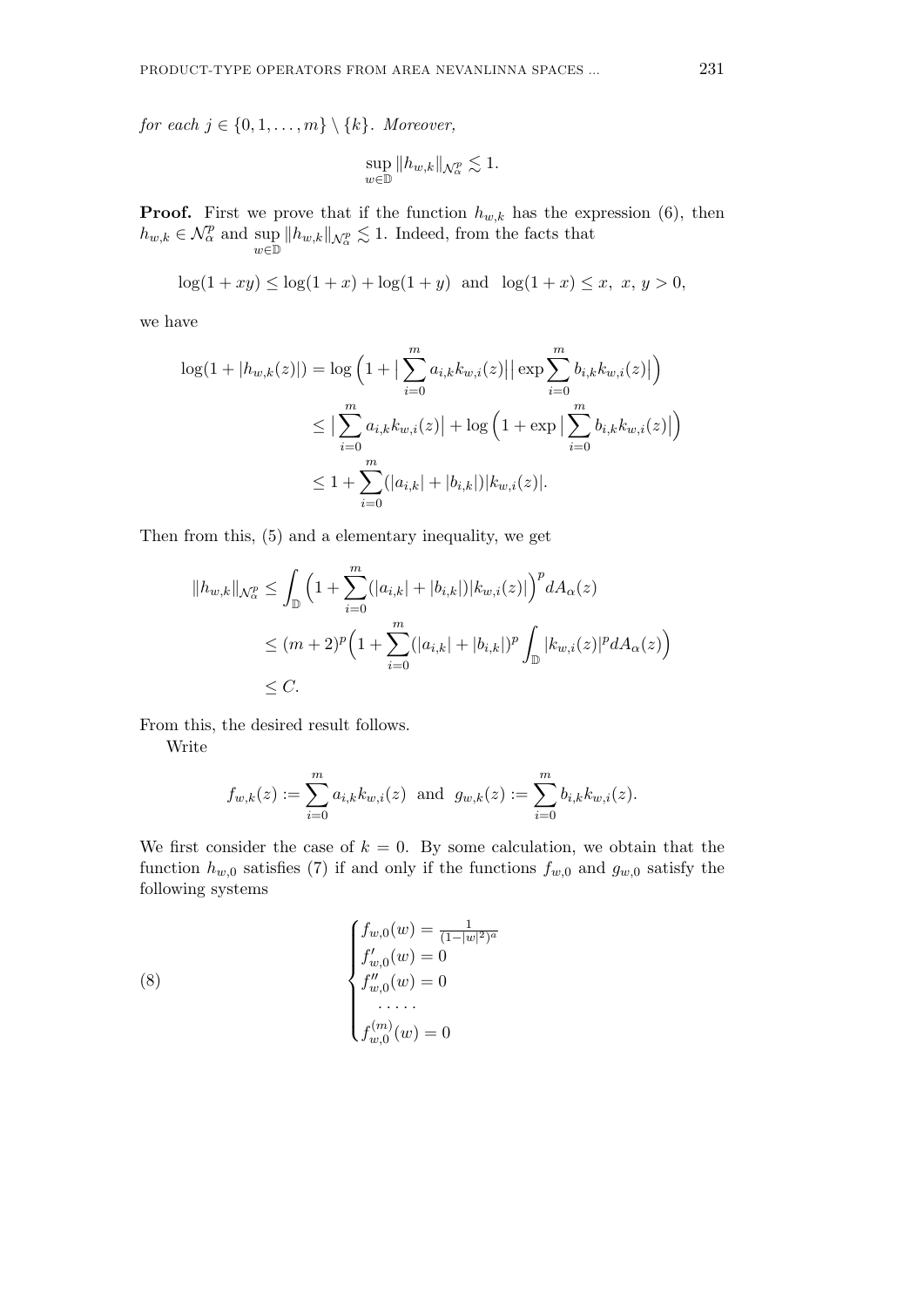*for each* $j \in \{0, 1, \ldots, m\} \setminus \{k\}$. *Moreover,*

$$\sup_{w \in \mathbb{D}} \|h_{w,k}\|_{\mathcal{N}_\alpha^p} \lesssim 1.$$

**Proof.** First we prove that if the function $h_{w,k}$ has the expression (6), then $h_{w,k} \in \mathcal{N}_\alpha^p$ and $\sup_{w \in \mathbb{D}} \|h_{w,k}\|_{\mathcal{N}_\alpha^p} \lesssim 1$. Indeed, from the facts that

$$\log(1 + xy) \le \log(1 + x) + \log(1 + y) \quad \text{and} \quad \log(1 + x) \le x, \ x, y > 0,$$

we have

$$\begin{aligned}
\log(1 + |h_{w,k}(z)|) &= \log\Big(1 + \big|\sum_{i=0}^m a_{i,k} k_{w,i}(z)\big| \big|\exp \sum_{i=0}^m b_{i,k} k_{w,i}(z)\big|\Big) \\
&\le \big|\sum_{i=0}^m a_{i,k} k_{w,i}(z)\big| + \log\Big(1 + \exp\big|\sum_{i=0}^m b_{i,k} k_{w,i}(z)\big|\Big) \\
&\le 1 + \sum_{i=0}^m (|a_{i,k}| + |b_{i,k}|)|k_{w,i}(z)|.
\end{aligned}$$

Then from this, (5) and a elementary inequality, we get

$$\begin{aligned}
\|h_{w,k}\|_{\mathcal{N}_\alpha^p} &\le \int_{\mathbb{D}} \Big(1 + \sum_{i=0}^m (|a_{i,k}| + |b_{i,k}|)|k_{w,i}(z)|\Big)^p dA_\alpha(z) \\
&\le (m+2)^p \Big(1 + \sum_{i=0}^m (|a_{i,k}| + |b_{i,k}|)^p \int_{\mathbb{D}} |k_{w,i}(z)|^p dA_\alpha(z)\Big) \\
&\le C.
\end{aligned}$$

From this, the desired result follows.

Write

$$f_{w,k}(z) := \sum_{i=0}^m a_{i,k} k_{w,i}(z) \quad \text{and} \quad g_{w,k}(z) := \sum_{i=0}^m b_{i,k} k_{w,i}(z).$$

We first consider the case of $k = 0$. By some calculation, we obtain that the function $h_{w,0}$ satisfies (7) if and only if the functions $f_{w,0}$ and $g_{w,0}$ satisfy the following systems

$$\tag{8}
\begin{cases}
f_{w,0}(w) = \frac{1}{(1-|w|^2)^a} \\
f'_{w,0}(w) = 0 \\
f''_{w,0}(w) = 0 \\
\quad \cdots\cdots \\
f^{(m)}_{w,0}(w) = 0
\end{cases}$$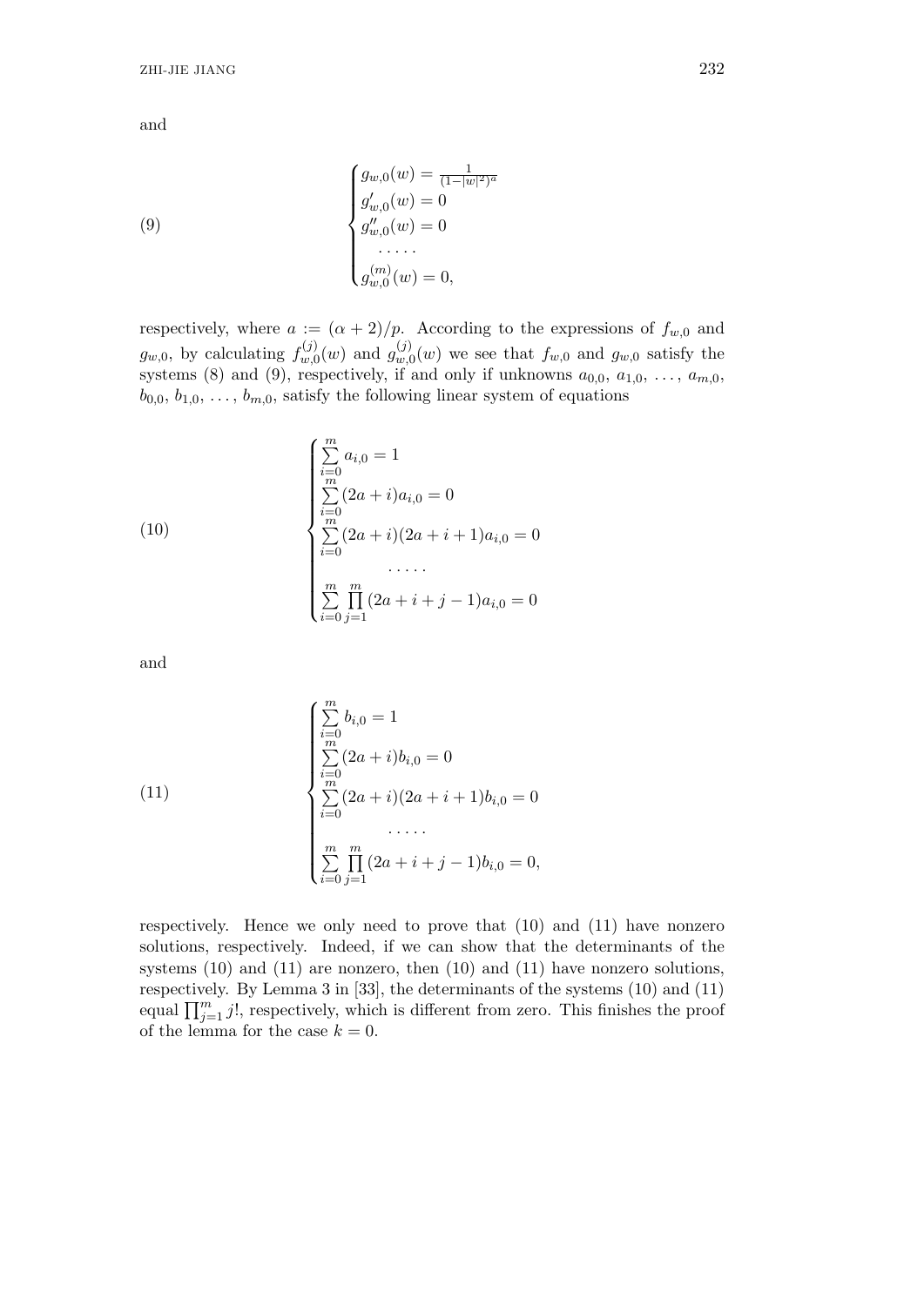and

$$
\begin{cases}
g_{w,0}(w) = \frac{1}{(1-|w|^2)^a} \\
g'_{w,0}(w) = 0 \\
g''_{w,0}(w) = 0 \\
\quad \cdots\cdots \\
g^{(m)}_{w,0}(w) = 0,
\end{cases} \tag{9}
$$

respectively, where $a := (\alpha + 2)/p$. According to the expressions of $f_{w,0}$ and $g_{w,0}$, by calculating $f^{(j)}_{w,0}(w)$ and $g^{(j)}_{w,0}(w)$ we see that $f_{w,0}$ and $g_{w,0}$ satisfy the systems (8) and (9), respectively, if and only if unknowns $a_{0,0}$, $a_{1,0}$, $\ldots$, $a_{m,0}$, $b_{0,0}$, $b_{1,0}$, $\ldots$, $b_{m,0}$, satisfy the following linear system of equations

$$
\begin{cases}
\sum\limits_{i=0}^{m} a_{i,0} = 1 \\
\sum\limits_{i=0}^{m} (2a+i) a_{i,0} = 0 \\
\sum\limits_{i=0}^{m} (2a+i)(2a+i+1) a_{i,0} = 0 \\
\quad \quad \cdots\cdots \\
\sum\limits_{i=0}^{m} \prod\limits_{j=1}^{m} (2a+i+j-1) a_{i,0} = 0
\end{cases} \tag{10}
$$

and

$$
\begin{cases}
\sum\limits_{i=0}^{m} b_{i,0} = 1 \\
\sum\limits_{i=0}^{m} (2a+i) b_{i,0} = 0 \\
\sum\limits_{i=0}^{m} (2a+i)(2a+i+1) b_{i,0} = 0 \\
\quad \quad \cdots\cdots \\
\sum\limits_{i=0}^{m} \prod\limits_{j=1}^{m} (2a+i+j-1) b_{i,0} = 0,
\end{cases} \tag{11}
$$

respectively. Hence we only need to prove that (10) and (11) have nonzero solutions, respectively. Indeed, if we can show that the determinants of the systems (10) and (11) are nonzero, then (10) and (11) have nonzero solutions, respectively. By Lemma 3 in [33], the determinants of the systems (10) and (11) equal $\prod_{j=1}^{m} j!$, respectively, which is different from zero. This finishes the proof of the lemma for the case $k = 0$.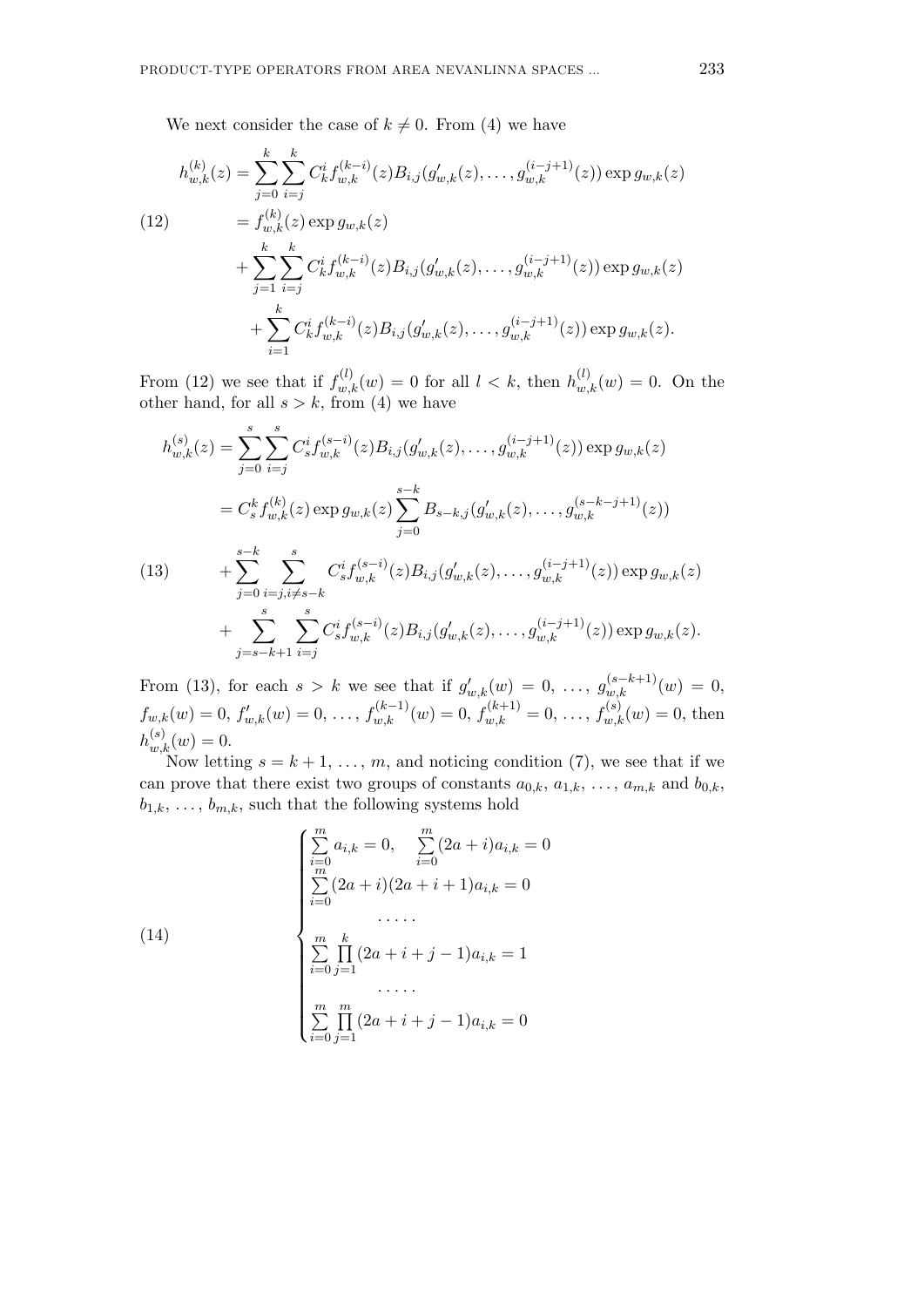We next consider the case of $k \neq 0$. From (4) we have

$$
\begin{aligned}
h_{w,k}^{(k)}(z) &= \sum_{j=0}^{k}\sum_{i=j}^{k} C_k^i f_{w,k}^{(k-i)}(z) B_{i,j}(g'_{w,k}(z), \ldots, g_{w,k}^{(i-j+1)}(z)) \exp g_{w,k}(z) \\
&= f_{w,k}^{(k)}(z) \exp g_{w,k}(z) \\
&\quad + \sum_{j=1}^{k}\sum_{i=j}^{k} C_k^i f_{w,k}^{(k-i)}(z) B_{i,j}(g'_{w,k}(z), \ldots, g_{w,k}^{(i-j+1)}(z)) \exp g_{w,k}(z) \\
&\quad + \sum_{i=1}^{k} C_k^i f_{w,k}^{(k-i)}(z) B_{i,j}(g'_{w,k}(z), \ldots, g_{w,k}^{(i-j+1)}(z)) \exp g_{w,k}(z).
\end{aligned} \tag{12}
$$

From (12) we see that if $f_{w,k}^{(l)}(w) = 0$ for all $l < k$, then $h_{w,k}^{(l)}(w) = 0$. On the other hand, for all $s > k$, from (4) we have

$$
\begin{aligned}
h_{w,k}^{(s)}(z) &= \sum_{j=0}^{s}\sum_{i=j}^{s} C_s^i f_{w,k}^{(s-i)}(z) B_{i,j}(g'_{w,k}(z), \ldots, g_{w,k}^{(i-j+1)}(z)) \exp g_{w,k}(z) \\
&= C_s^k f_{w,k}^{(k)}(z) \exp g_{w,k}(z) \sum_{j=0}^{s-k} B_{s-k,j}(g'_{w,k}(z), \ldots, g_{w,k}^{(s-k-j+1)}(z)) \\
&\quad + \sum_{j=0}^{s-k}\sum_{i=j, i\neq s-k}^{s} C_s^i f_{w,k}^{(s-i)}(z) B_{i,j}(g'_{w,k}(z), \ldots, g_{w,k}^{(i-j+1)}(z)) \exp g_{w,k}(z) \\
&\quad + \sum_{j=s-k+1}^{s}\sum_{i=j}^{s} C_s^i f_{w,k}^{(s-i)}(z) B_{i,j}(g'_{w,k}(z), \ldots, g_{w,k}^{(i-j+1)}(z)) \exp g_{w,k}(z).
\end{aligned} \tag{13}
$$

From (13), for each $s > k$ we see that if $g'_{w,k}(w) = 0, \ldots, g_{w,k}^{(s-k+1)}(w) = 0$, $f_{w,k}(w) = 0$, $f'_{w,k}(w) = 0, \ldots, f_{w,k}^{(k-1)}(w) = 0$, $f_{w,k}^{(k+1)} = 0, \ldots, f_{w,k}^{(s)}(w) = 0$, then $h_{w,k}^{(s)}(w) = 0$.

Now letting $s = k+1, \ldots, m$, and noticing condition (7), we see that if we can prove that there exist two groups of constants $a_{0,k}, a_{1,k}, \ldots, a_{m,k}$ and $b_{0,k}, b_{1,k}, \ldots, b_{m,k}$, such that the following systems hold

$$
\begin{cases}
\sum\limits_{i=0}^{m} a_{i,k} = 0, \quad \sum\limits_{i=0}^{m} (2a+i) a_{i,k} = 0 \\
\sum\limits_{i=0}^{m} (2a+i)(2a+i+1) a_{i,k} = 0 \\
\qquad\qquad \cdots\cdots \\
\sum\limits_{i=0}^{m} \prod\limits_{j=1}^{k} (2a+i+j-1) a_{i,k} = 1 \\
\qquad\qquad \cdots\cdots \\
\sum\limits_{i=0}^{m} \prod\limits_{j=1}^{m} (2a+i+j-1) a_{i,k} = 0
\end{cases} \tag{14}
$$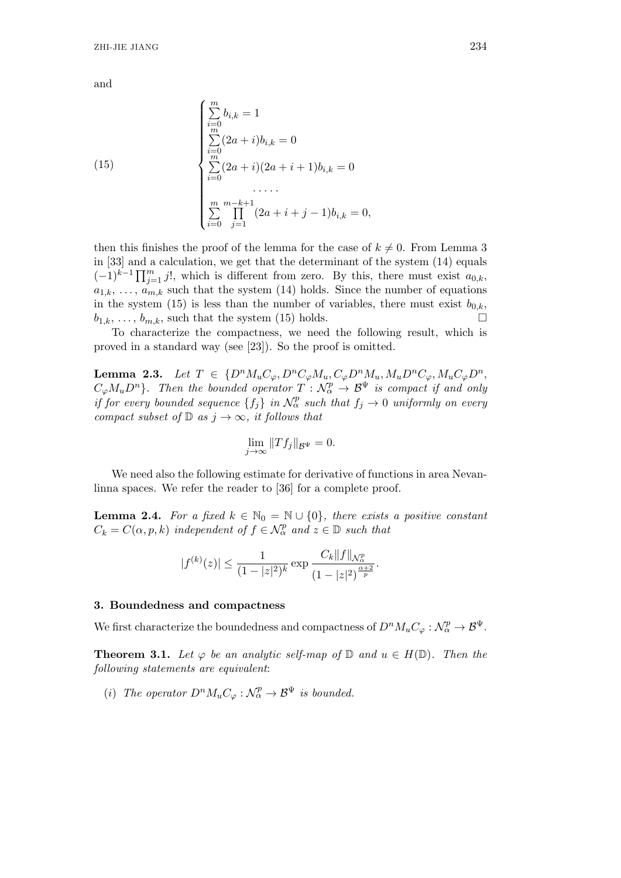and

$$
(15)\qquad \begin{cases} \sum\limits_{i=0}^{m} b_{i,k} = 1 \\ \sum\limits_{i=0}^{m} (2a+i) b_{i,k} = 0 \\ \sum\limits_{i=0}^{m} (2a+i)(2a+i+1) b_{i,k} = 0 \\ \qquad \cdots\cdots \\ \sum\limits_{i=0}^{m} \prod\limits_{j=1}^{m-k+1} (2a+i+j-1) b_{i,k} = 0, \end{cases}
$$

then this finishes the proof of the lemma for the case of $k \neq 0$. From Lemma 3 in [33] and a calculation, we get that the determinant of the system (14) equals $(-1)^{k-1}\prod_{j=1}^{m} j!$, which is different from zero. By this, there must exist $a_{0,k}$, $a_{1,k}$, …, $a_{m,k}$ such that the system (14) holds. Since the number of equations in the system (15) is less than the number of variables, there must exist $b_{0,k}$, $b_{1,k}$, …, $b_{m,k}$, such that the system (15) holds. □

To characterize the compactness, we need the following result, which is proved in a standard way (see [23]). So the proof is omitted.

**Lemma 2.3.** *Let $T \in \{D^n M_u C_\varphi, D^n C_\varphi M_u, C_\varphi D^n M_u, M_u D^n C_\varphi, M_u C_\varphi D^n, C_\varphi M_u D^n\}$. Then the bounded operator $T : \mathcal{N}_\alpha^p \to \mathcal{B}^\Psi$ is compact if and only if for every bounded sequence $\{f_j\}$ in $\mathcal{N}_\alpha^p$ such that $f_j \to 0$ uniformly on every compact subset of $\mathbb{D}$ as $j \to \infty$, it follows that*

$$
\lim_{j\to\infty} \|Tf_j\|_{\mathcal{B}^\Psi} = 0.
$$

We need also the following estimate for derivative of functions in area Nevanlinna spaces. We refer the reader to [36] for a complete proof.

**Lemma 2.4.** *For a fixed $k \in \mathbb{N}_0 = \mathbb{N} \cup \{0\}$, there exists a positive constant $C_k = C(\alpha, p, k)$ independent of $f \in \mathcal{N}_\alpha^p$ and $z \in \mathbb{D}$ such that*

$$
|f^{(k)}(z)| \leq \frac{1}{(1-|z|^2)^k} \exp \frac{C_k \|f\|_{\mathcal{N}_\alpha^p}}{(1-|z|^2)^{\frac{\alpha+2}{p}}}.
$$

## 3. Boundedness and compactness

We first characterize the boundedness and compactness of $D^n M_u C_\varphi : \mathcal{N}_\alpha^p \to \mathcal{B}^\Psi$.

**Theorem 3.1.** *Let $\varphi$ be an analytic self-map of $\mathbb{D}$ and $u \in H(\mathbb{D})$. Then the following statements are equivalent*:

(*i*) *The operator $D^n M_u C_\varphi : \mathcal{N}_\alpha^p \to \mathcal{B}^\Psi$ is bounded.*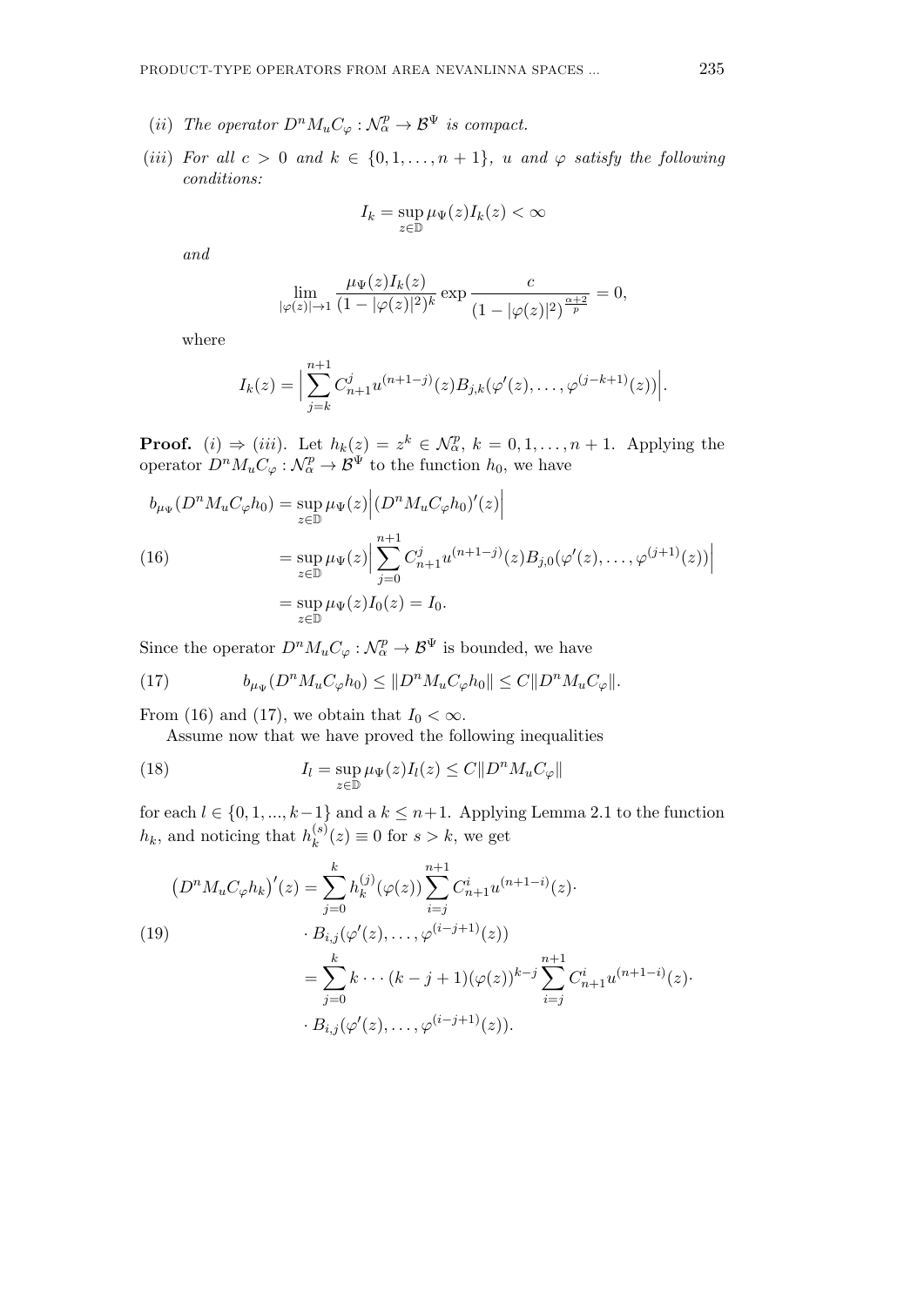(*ii*) *The operator* $D^n M_u C_\varphi : \mathcal{N}_\alpha^p \to \mathcal{B}^\Psi$ *is compact.*

(*iii*) *For all* $c > 0$ *and* $k \in \{0, 1, \ldots, n+1\}$, $u$ *and* $\varphi$ *satisfy the following conditions:*

$$I_k = \sup_{z \in \mathbb{D}} \mu_\Psi(z) I_k(z) < \infty$$

*and*

$$\lim_{|\varphi(z)| \to 1} \frac{\mu_\Psi(z) I_k(z)}{(1 - |\varphi(z)|^2)^k} \exp \frac{c}{(1 - |\varphi(z)|^2)^{\frac{\alpha+2}{p}}} = 0,$$

where

$$I_k(z) = \Big| \sum_{j=k}^{n+1} C_{n+1}^j u^{(n+1-j)}(z) B_{j,k}(\varphi'(z), \ldots, \varphi^{(j-k+1)}(z)) \Big|.$$

**Proof.** (*i*) $\Rightarrow$ (*iii*). Let $h_k(z) = z^k \in \mathcal{N}_\alpha^p$, $k = 0, 1, \ldots, n+1$. Applying the operator $D^n M_u C_\varphi : \mathcal{N}_\alpha^p \to \mathcal{B}^\Psi$ to the function $h_0$, we have

$$\begin{aligned} b_{\mu_\Psi}(D^n M_u C_\varphi h_0) &= \sup_{z \in \mathbb{D}} \mu_\Psi(z) \Big| (D^n M_u C_\varphi h_0)'(z) \Big| \\ &= \sup_{z \in \mathbb{D}} \mu_\Psi(z) \Big| \sum_{j=0}^{n+1} C_{n+1}^j u^{(n+1-j)}(z) B_{j,0}(\varphi'(z), \ldots, \varphi^{(j+1)}(z)) \Big| \\ &= \sup_{z \in \mathbb{D}} \mu_\Psi(z) I_0(z) = I_0. \end{aligned} \tag{16}$$

Since the operator $D^n M_u C_\varphi : \mathcal{N}_\alpha^p \to \mathcal{B}^\Psi$ is bounded, we have

$$b_{\mu_\Psi}(D^n M_u C_\varphi h_0) \le \|D^n M_u C_\varphi h_0\| \le C \|D^n M_u C_\varphi\|. \tag{17}$$

From (16) and (17), we obtain that $I_0 < \infty$.

Assume now that we have proved the following inequalities

$$I_l = \sup_{z \in \mathbb{D}} \mu_\Psi(z) I_l(z) \le C \|D^n M_u C_\varphi\| \tag{18}$$

for each $l \in \{0, 1, ..., k-1\}$ and a $k \le n+1$. Applying Lemma 2.1 to the function $h_k$, and noticing that $h_k^{(s)}(z) \equiv 0$ for $s > k$, we get

$$\begin{aligned} \big(D^n M_u C_\varphi h_k\big)'(z) &= \sum_{j=0}^{k} h_k^{(j)}(\varphi(z)) \sum_{i=j}^{n+1} C_{n+1}^i u^{(n+1-i)}(z) \cdot \\ &\quad \cdot B_{i,j}(\varphi'(z), \ldots, \varphi^{(i-j+1)}(z)) \\ &= \sum_{j=0}^{k} k \cdots (k-j+1)(\varphi(z))^{k-j} \sum_{i=j}^{n+1} C_{n+1}^i u^{(n+1-i)}(z) \cdot \\ &\quad \cdot B_{i,j}(\varphi'(z), \ldots, \varphi^{(i-j+1)}(z)). \end{aligned} \tag{19}$$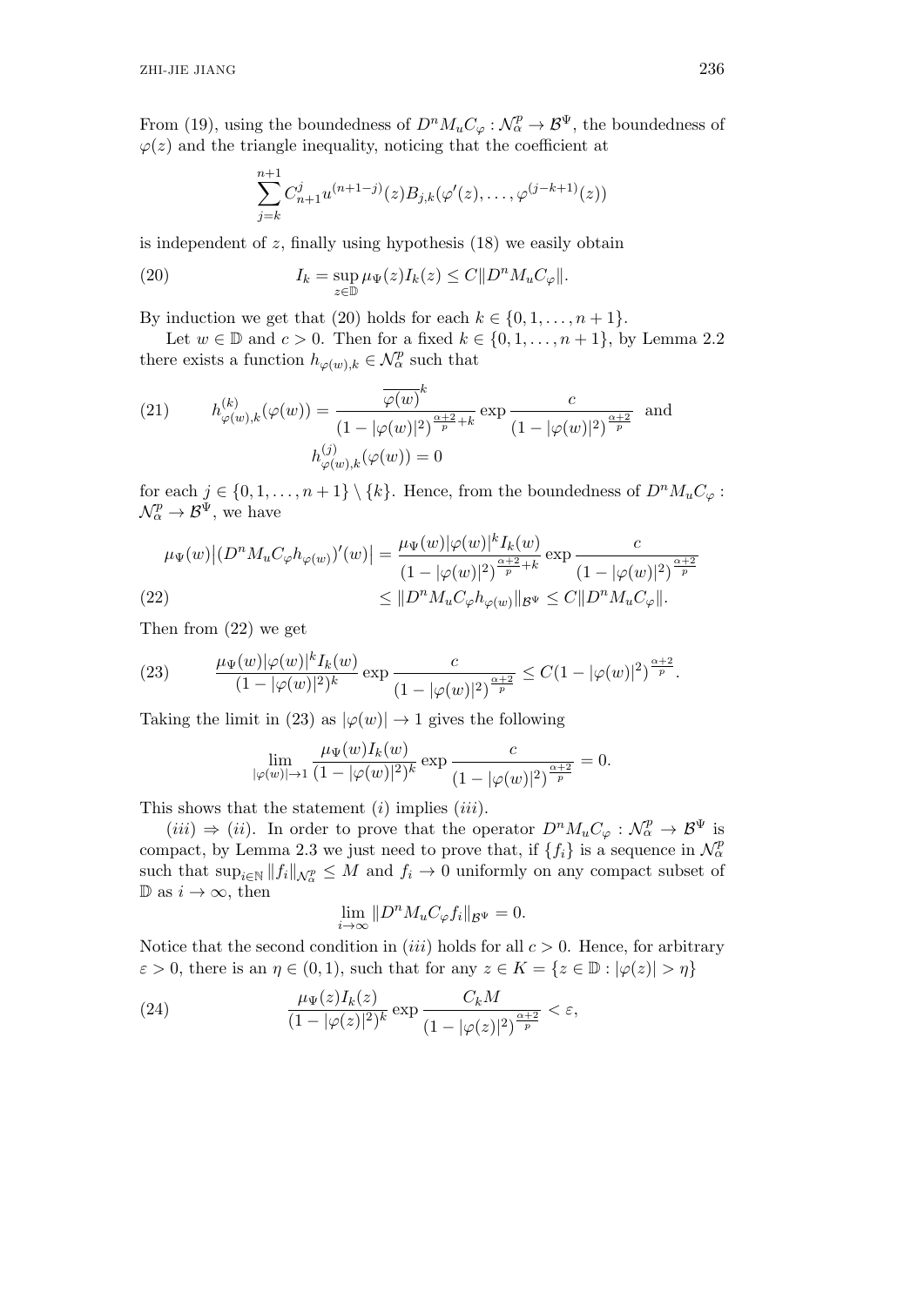From (19), using the boundedness of $D^nM_uC_\varphi : \mathcal{N}_\alpha^p \to \mathcal{B}^\Psi$, the boundedness of $\varphi(z)$ and the triangle inequality, noticing that the coefficient at

$$\sum_{j=k}^{n+1} C_{n+1}^j u^{(n+1-j)}(z) B_{j,k}(\varphi'(z), \ldots, \varphi^{(j-k+1)}(z))$$

is independent of $z$, finally using hypothesis (18) we easily obtain

$$I_k = \sup_{z\in\mathbb{D}} \mu_\Psi(z) I_k(z) \le C\|D^nM_uC_\varphi\|. \tag{20}$$

By induction we get that (20) holds for each $k \in \{0, 1, \ldots, n+1\}$.

Let $w \in \mathbb{D}$ and $c > 0$. Then for a fixed $k \in \{0, 1, \ldots, n+1\}$, by Lemma 2.2 there exists a function $h_{\varphi(w),k} \in \mathcal{N}_\alpha^p$ such that

$$h_{\varphi(w),k}^{(k)}(\varphi(w)) = \frac{\overline{\varphi(w)}^k}{(1-|\varphi(w)|^2)^{\frac{\alpha+2}{p}+k}} \exp\frac{c}{(1-|\varphi(w)|^2)^{\frac{\alpha+2}{p}}} \quad \text{and} \tag{21}$$
$$h_{\varphi(w),k}^{(j)}(\varphi(w)) = 0$$

for each $j \in \{0, 1, \ldots, n+1\} \setminus \{k\}$. Hence, from the boundedness of $D^nM_uC_\varphi : \mathcal{N}_\alpha^p \to \mathcal{B}^\Psi$, we have

$$\begin{aligned}
\mu_\Psi(w)\big|(D^nM_uC_\varphi h_{\varphi(w)})'(w)\big| &= \frac{\mu_\Psi(w)|\varphi(w)|^k I_k(w)}{(1-|\varphi(w)|^2)^{\frac{\alpha+2}{p}+k}} \exp\frac{c}{(1-|\varphi(w)|^2)^{\frac{\alpha+2}{p}}} \\
&\le \|D^nM_uC_\varphi h_{\varphi(w)}\|_{\mathcal{B}^\Psi} \le C\|D^nM_uC_\varphi\|.
\end{aligned} \tag{22}$$

Then from (22) we get

$$\frac{\mu_\Psi(w)|\varphi(w)|^k I_k(w)}{(1-|\varphi(w)|^2)^k} \exp\frac{c}{(1-|\varphi(w)|^2)^{\frac{\alpha+2}{p}}} \le C(1-|\varphi(w)|^2)^{\frac{\alpha+2}{p}}. \tag{23}$$

Taking the limit in (23) as $|\varphi(w)| \to 1$ gives the following

$$\lim_{|\varphi(w)|\to 1} \frac{\mu_\Psi(w) I_k(w)}{(1-|\varphi(w)|^2)^k} \exp\frac{c}{(1-|\varphi(w)|^2)^{\frac{\alpha+2}{p}}} = 0.$$

This shows that the statement $(i)$ implies $(iii)$.

$(iii) \Rightarrow (ii)$. In order to prove that the operator $D^nM_uC_\varphi : \mathcal{N}_\alpha^p \to \mathcal{B}^\Psi$ is compact, by Lemma 2.3 we just need to prove that, if $\{f_i\}$ is a sequence in $\mathcal{N}_\alpha^p$ such that $\sup_{i\in\mathbb{N}} \|f_i\|_{\mathcal{N}_\alpha^p} \le M$ and $f_i \to 0$ uniformly on any compact subset of $\mathbb{D}$ as $i \to \infty$, then

$$\lim_{i\to\infty} \|D^nM_uC_\varphi f_i\|_{\mathcal{B}^\Psi} = 0.$$

Notice that the second condition in $(iii)$ holds for all $c > 0$. Hence, for arbitrary $\varepsilon > 0$, there is an $\eta \in (0, 1)$, such that for any $z \in K = \{z \in \mathbb{D} : |\varphi(z)| > \eta\}$

$$\frac{\mu_\Psi(z) I_k(z)}{(1-|\varphi(z)|^2)^k} \exp\frac{C_k M}{(1-|\varphi(z)|^2)^{\frac{\alpha+2}{p}}} < \varepsilon, \tag{24}$$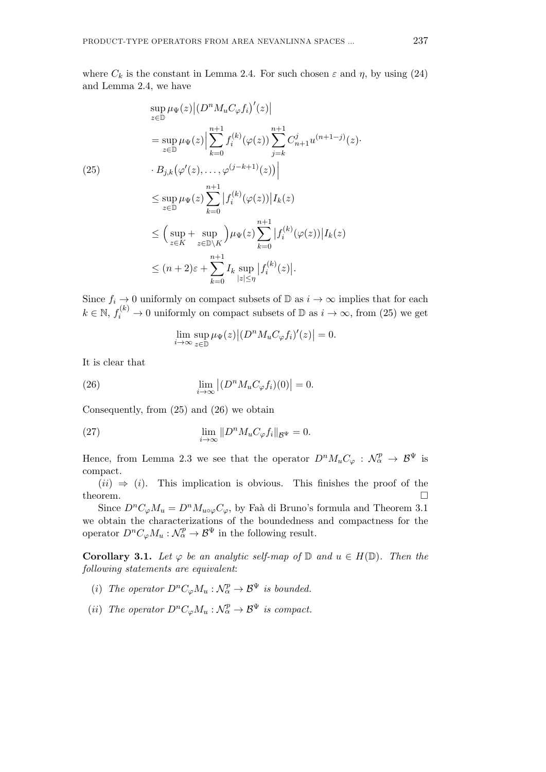where $C_k$ is the constant in Lemma 2.4. For such chosen $\varepsilon$ and $\eta$, by using (24) and Lemma 2.4, we have

$$
\begin{aligned}
&\sup_{z\in\mathbb{D}}\mu_\Psi(z)\big|(D^nM_uC_\varphi f_i)'(z)\big| \\
&=\sup_{z\in\mathbb{D}}\mu_\Psi(z)\Big|\sum_{k=0}^{n+1}f_i^{(k)}(\varphi(z))\sum_{j=k}^{n+1}C_{n+1}^j u^{(n+1-j)}(z)\cdot \\
&\quad\cdot B_{j,k}\big(\varphi'(z),\dots,\varphi^{(j-k+1)}(z)\big)\Big| \\
&\le\sup_{z\in\mathbb{D}}\mu_\Psi(z)\sum_{k=0}^{n+1}\big|f_i^{(k)}(\varphi(z))\big|I_k(z) \\
&\le\Big(\sup_{z\in K}+\sup_{z\in\mathbb{D}\setminus K}\Big)\mu_\Psi(z)\sum_{k=0}^{n+1}\big|f_i^{(k)}(\varphi(z))\big|I_k(z) \\
&\le(n+2)\varepsilon+\sum_{k=0}^{n+1}I_k\sup_{|z|\le\eta}\big|f_i^{(k)}(z)\big|.
\end{aligned}
\tag{25}
$$

Since $f_i\to 0$ uniformly on compact subsets of $\mathbb{D}$ as $i\to\infty$ implies that for each $k\in\mathbb{N}$, $f_i^{(k)}\to 0$ uniformly on compact subsets of $\mathbb{D}$ as $i\to\infty$, from (25) we get

$$\lim_{i\to\infty}\sup_{z\in\mathbb{D}}\mu_\Psi(z)\big|(D^nM_uC_\varphi f_i)'(z)\big|=0.$$

It is clear that

$$\lim_{i\to\infty}\big|(D^nM_uC_\varphi f_i)(0)\big|=0. \tag{26}$$

Consequently, from (25) and (26) we obtain

$$\lim_{i\to\infty}\|D^nM_uC_\varphi f_i\|_{\mathcal{B}^\Psi}=0. \tag{27}$$

Hence, from Lemma 2.3 we see that the operator $D^nM_uC_\varphi:\mathcal{N}_\alpha^p\to\mathcal{B}^\Psi$ is compact.

$(ii)\Rightarrow(i)$. This implication is obvious. This finishes the proof of the theorem. $\square$

Since $D^nC_\varphi M_u=D^nM_{u\circ\varphi}C_\varphi$, by Faà di Bruno's formula and Theorem 3.1 we obtain the characterizations of the boundedness and compactness for the operator $D^nC_\varphi M_u:\mathcal{N}_\alpha^p\to\mathcal{B}^\Psi$ in the following result.

**Corollary 3.1.** *Let $\varphi$ be an analytic self-map of $\mathbb{D}$ and $u\in H(\mathbb{D})$. Then the following statements are equivalent*:

- $(i)$ *The operator $D^nC_\varphi M_u:\mathcal{N}_\alpha^p\to\mathcal{B}^\Psi$ is bounded.*
- $(ii)$ *The operator $D^nC_\varphi M_u:\mathcal{N}_\alpha^p\to\mathcal{B}^\Psi$ is compact.*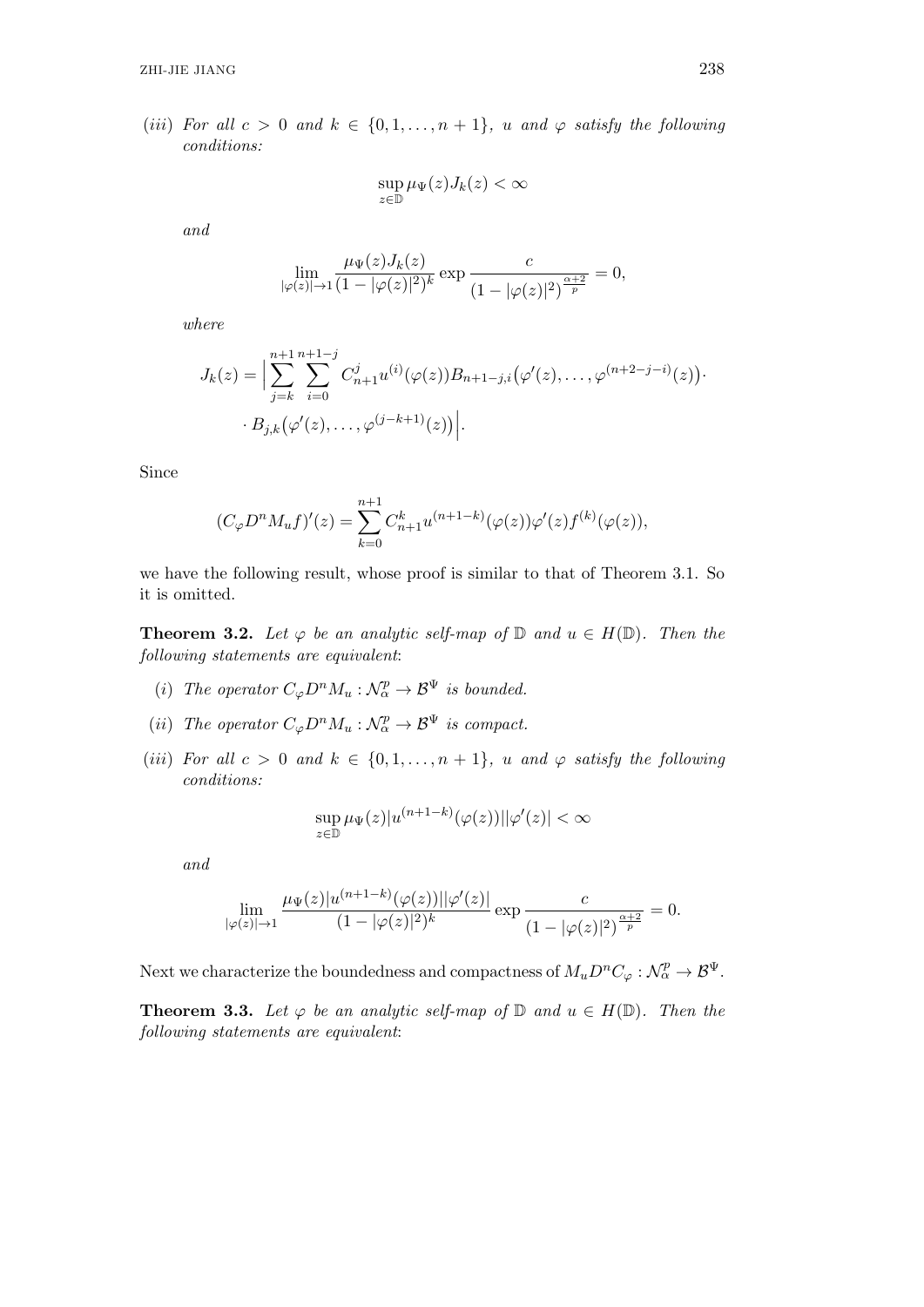(*iii*) *For all* $c > 0$ *and* $k \in \{0, 1, \ldots, n+1\}$, *u and* $\varphi$ *satisfy the following conditions:*

$$\sup_{z\in\mathbb{D}} \mu_\Psi(z) J_k(z) < \infty$$

*and*

$$\lim_{|\varphi(z)|\to 1} \frac{\mu_\Psi(z) J_k(z)}{(1-|\varphi(z)|^2)^k} \exp \frac{c}{(1-|\varphi(z)|^2)^{\frac{\alpha+2}{p}}} = 0,$$

*where*

$$J_k(z) = \Big| \sum_{j=k}^{n+1} \sum_{i=0}^{n+1-j} C_{n+1}^j u^{(i)}(\varphi(z)) B_{n+1-j,i}\big(\varphi'(z), \ldots, \varphi^{(n+2-j-i)}(z)\big) \cdot \\ \cdot B_{j,k}\big(\varphi'(z), \ldots, \varphi^{(j-k+1)}(z)\big)\Big|.$$

Since

$$(C_\varphi D^n M_u f)'(z) = \sum_{k=0}^{n+1} C_{n+1}^k u^{(n+1-k)}(\varphi(z))\varphi'(z) f^{(k)}(\varphi(z)),$$

we have the following result, whose proof is similar to that of Theorem 3.1. So it is omitted.

**Theorem 3.2.** *Let* $\varphi$ *be an analytic self-map of* $\mathbb{D}$ *and* $u \in H(\mathbb{D})$. *Then the following statements are equivalent*:

(*i*) *The operator* $C_\varphi D^n M_u : \mathcal{N}_\alpha^p \to \mathcal{B}^\Psi$ *is bounded.*

(*ii*) *The operator* $C_\varphi D^n M_u : \mathcal{N}_\alpha^p \to \mathcal{B}^\Psi$ *is compact.*

(*iii*) *For all* $c > 0$ *and* $k \in \{0, 1, \ldots, n+1\}$, *u and* $\varphi$ *satisfy the following conditions:*

$$\sup_{z\in\mathbb{D}} \mu_\Psi(z)|u^{(n+1-k)}(\varphi(z))||\varphi'(z)| < \infty$$

*and*

$$\lim_{|\varphi(z)|\to 1} \frac{\mu_\Psi(z)|u^{(n+1-k)}(\varphi(z))||\varphi'(z)|}{(1-|\varphi(z)|^2)^k} \exp \frac{c}{(1-|\varphi(z)|^2)^{\frac{\alpha+2}{p}}} = 0.$$

Next we characterize the boundedness and compactness of $M_u D^n C_\varphi : \mathcal{N}_\alpha^p \to \mathcal{B}^\Psi$.

**Theorem 3.3.** *Let* $\varphi$ *be an analytic self-map of* $\mathbb{D}$ *and* $u \in H(\mathbb{D})$. *Then the following statements are equivalent*: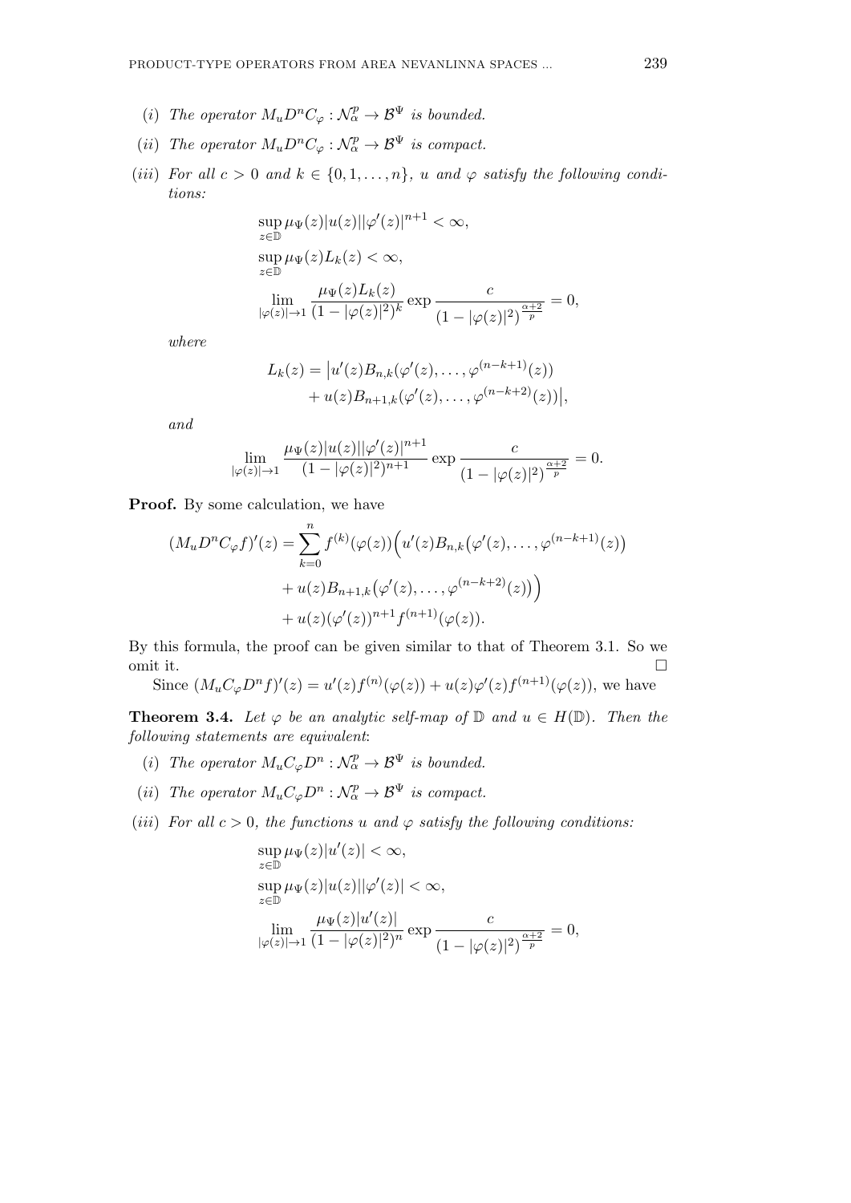(*i*) *The operator* $M_uD^nC_\varphi : \mathcal{N}_\alpha^p \to \mathcal{B}^\Psi$ *is bounded.*

(*ii*) *The operator* $M_uD^nC_\varphi : \mathcal{N}_\alpha^p \to \mathcal{B}^\Psi$ *is compact.*

(*iii*) *For all* $c > 0$ *and* $k \in \{0, 1, \ldots, n\}$, $u$ *and* $\varphi$ *satisfy the following conditions:*

$$\sup_{z\in\mathbb{D}} \mu_\Psi(z)|u(z)||\varphi'(z)|^{n+1} < \infty,$$

$$\sup_{z\in\mathbb{D}} \mu_\Psi(z)L_k(z) < \infty,$$

$$\lim_{|\varphi(z)|\to 1} \frac{\mu_\Psi(z)L_k(z)}{(1-|\varphi(z)|^2)^k} \exp \frac{c}{(1-|\varphi(z)|^2)^{\frac{\alpha+2}{p}}} = 0,$$

*where*

$$L_k(z) = \big|u'(z)B_{n,k}(\varphi'(z), \ldots, \varphi^{(n-k+1)}(z)) + u(z)B_{n+1,k}(\varphi'(z), \ldots, \varphi^{(n-k+2)}(z))\big|,$$

*and*

$$\lim_{|\varphi(z)|\to 1} \frac{\mu_\Psi(z)|u(z)||\varphi'(z)|^{n+1}}{(1-|\varphi(z)|^2)^{n+1}} \exp \frac{c}{(1-|\varphi(z)|^2)^{\frac{\alpha+2}{p}}} = 0.$$

**Proof.** By some calculation, we have

$$\begin{aligned}(M_uD^nC_\varphi f)'(z) = \sum_{k=0}^{n} f^{(k)}(\varphi(z))\Big(&u'(z)B_{n,k}\big(\varphi'(z), \ldots, \varphi^{(n-k+1)}(z)\big) \\ &+ u(z)B_{n+1,k}\big(\varphi'(z), \ldots, \varphi^{(n-k+2)}(z)\big)\Big) \\ &+ u(z)(\varphi'(z))^{n+1}f^{(n+1)}(\varphi(z)).\end{aligned}$$

By this formula, the proof can be given similar to that of Theorem 3.1. So we omit it. □

Since $(M_uC_\varphi D^nf)'(z) = u'(z)f^{(n)}(\varphi(z)) + u(z)\varphi'(z)f^{(n+1)}(\varphi(z))$, we have

**Theorem 3.4.** *Let* $\varphi$ *be an analytic self-map of* $\mathbb{D}$ *and* $u \in H(\mathbb{D})$. *Then the following statements are equivalent*:

(*i*) *The operator* $M_uC_\varphi D^n : \mathcal{N}_\alpha^p \to \mathcal{B}^\Psi$ *is bounded.*

(*ii*) *The operator* $M_uC_\varphi D^n : \mathcal{N}_\alpha^p \to \mathcal{B}^\Psi$ *is compact.*

(*iii*) *For all* $c > 0$, *the functions* $u$ *and* $\varphi$ *satisfy the following conditions:*

$$\sup_{z\in\mathbb{D}} \mu_\Psi(z)|u'(z)| < \infty,$$

$$\sup_{z\in\mathbb{D}} \mu_\Psi(z)|u(z)||\varphi'(z)| < \infty,$$

$$\lim_{|\varphi(z)|\to 1} \frac{\mu_\Psi(z)|u'(z)|}{(1-|\varphi(z)|^2)^n} \exp \frac{c}{(1-|\varphi(z)|^2)^{\frac{\alpha+2}{p}}} = 0,$$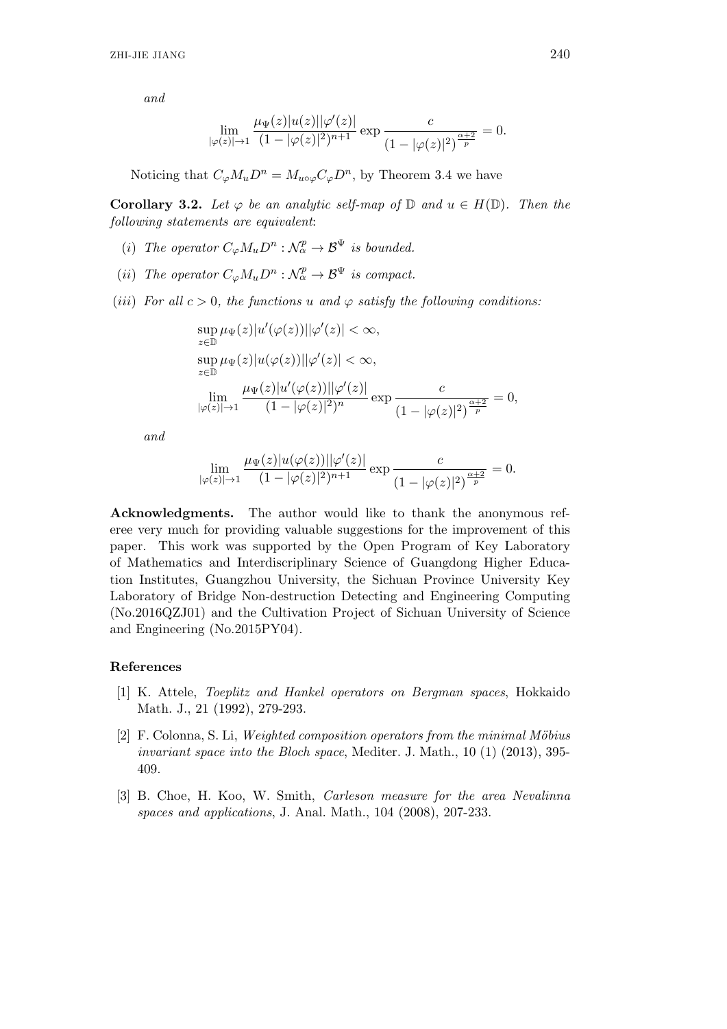*and*

$$\lim_{|\varphi(z)|\to 1} \frac{\mu_\Psi(z)|u(z)||\varphi'(z)|}{(1-|\varphi(z)|^2)^{n+1}} \exp \frac{c}{\left(1-|\varphi(z)|^2\right)^{\frac{\alpha+2}{p}}} = 0.$$

Noticing that $C_\varphi M_u D^n = M_{u\circ\varphi} C_\varphi D^n$, by Theorem 3.4 we have

**Corollary 3.2.** *Let $\varphi$ be an analytic self-map of $\mathbb{D}$ and $u \in H(\mathbb{D})$. Then the following statements are equivalent*:

- (*i*) *The operator $C_\varphi M_u D^n : \mathcal{N}^p_\alpha \to \mathcal{B}^\Psi$ is bounded.*
- (*ii*) *The operator $C_\varphi M_u D^n : \mathcal{N}^p_\alpha \to \mathcal{B}^\Psi$ is compact.*
- (*iii*) *For all $c > 0$, the functions $u$ and $\varphi$ satisfy the following conditions:*

$$\sup_{z\in\mathbb{D}} \mu_\Psi(z)|u'(\varphi(z))||\varphi'(z)| < \infty,$$

$$\sup_{z\in\mathbb{D}} \mu_\Psi(z)|u(\varphi(z))||\varphi'(z)| < \infty,$$

$$\lim_{|\varphi(z)|\to 1} \frac{\mu_\Psi(z)|u'(\varphi(z))||\varphi'(z)|}{(1-|\varphi(z)|^2)^{n}} \exp \frac{c}{\left(1-|\varphi(z)|^2\right)^{\frac{\alpha+2}{p}}} = 0,$$

*and*

$$\lim_{|\varphi(z)|\to 1} \frac{\mu_\Psi(z)|u(\varphi(z))||\varphi'(z)|}{(1-|\varphi(z)|^2)^{n+1}} \exp \frac{c}{\left(1-|\varphi(z)|^2\right)^{\frac{\alpha+2}{p}}} = 0.$$

**Acknowledgments.** The author would like to thank the anonymous referee very much for providing valuable suggestions for the improvement of this paper. This work was supported by the Open Program of Key Laboratory of Mathematics and Interdiscriplinary Science of Guangdong Higher Education Institutes, Guangzhou University, the Sichuan Province University Key Laboratory of Bridge Non-destruction Detecting and Engineering Computing (No.2016QZJ01) and the Cultivation Project of Sichuan University of Science and Engineering (No.2015PY04).

#### References

[1] K. Attele, *Toeplitz and Hankel operators on Bergman spaces*, Hokkaido Math. J., 21 (1992), 279-293.

[2] F. Colonna, S. Li, *Weighted composition operators from the minimal Möbius invariant space into the Bloch space*, Mediter. J. Math., 10 (1) (2013), 395-409.

[3] B. Choe, H. Koo, W. Smith, *Carleson measure for the area Nevalinna spaces and applications*, J. Anal. Math., 104 (2008), 207-233.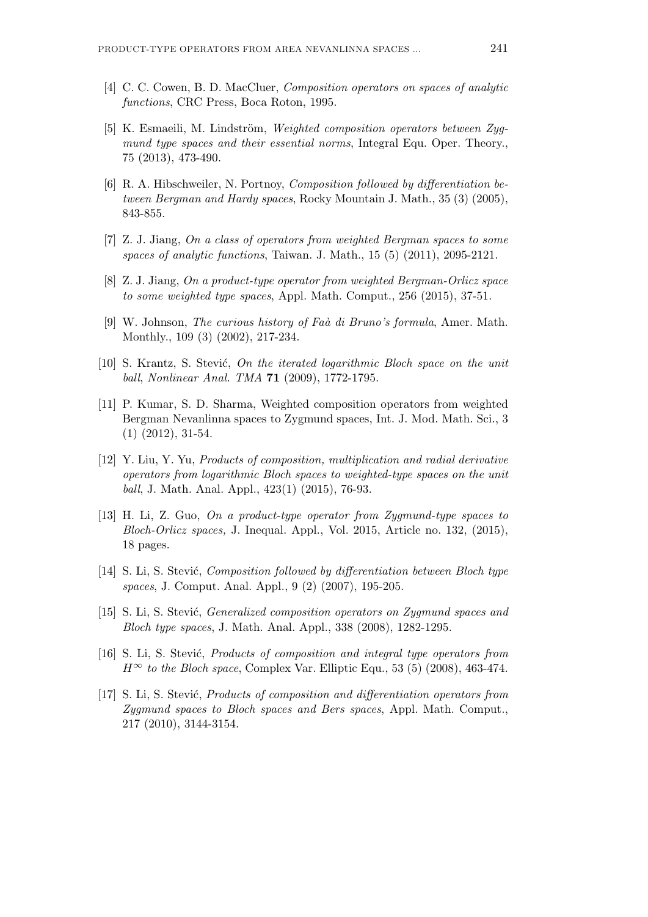[4] C. C. Cowen, B. D. MacCluer, *Composition operators on spaces of analytic functions*, CRC Press, Boca Roton, 1995.

[5] K. Esmaeili, M. Lindström, *Weighted composition operators between Zygmund type spaces and their essential norms*, Integral Equ. Oper. Theory., 75 (2013), 473-490.

[6] R. A. Hibschweiler, N. Portnoy, *Composition followed by differentiation between Bergman and Hardy spaces*, Rocky Mountain J. Math., 35 (3) (2005), 843-855.

[7] Z. J. Jiang, *On a class of operators from weighted Bergman spaces to some spaces of analytic functions*, Taiwan. J. Math., 15 (5) (2011), 2095-2121.

[8] Z. J. Jiang, *On a product-type operator from weighted Bergman-Orlicz space to some weighted type spaces*, Appl. Math. Comput., 256 (2015), 37-51.

[9] W. Johnson, *The curious history of Faà di Bruno's formula*, Amer. Math. Monthly., 109 (3) (2002), 217-234.

[10] S. Krantz, S. Stević, *On the iterated logarithmic Bloch space on the unit ball*, *Nonlinear Anal. TMA* **71** (2009), 1772-1795.

[11] P. Kumar, S. D. Sharma, Weighted composition operators from weighted Bergman Nevanlinna spaces to Zygmund spaces, Int. J. Mod. Math. Sci., 3 (1) (2012), 31-54.

[12] Y. Liu, Y. Yu, *Products of composition, multiplication and radial derivative operators from logarithmic Bloch spaces to weighted-type spaces on the unit ball*, J. Math. Anal. Appl., 423(1) (2015), 76-93.

[13] H. Li, Z. Guo, *On a product-type operator from Zygmund-type spaces to Bloch-Orlicz spaces,* J. Inequal. Appl., Vol. 2015, Article no. 132, (2015), 18 pages.

[14] S. Li, S. Stević, *Composition followed by differentiation between Bloch type spaces*, J. Comput. Anal. Appl., 9 (2) (2007), 195-205.

[15] S. Li, S. Stević, *Generalized composition operators on Zygmund spaces and Bloch type spaces*, J. Math. Anal. Appl., 338 (2008), 1282-1295.

[16] S. Li, S. Stević, *Products of composition and integral type operators from* $H^\infty$ *to the Bloch space*, Complex Var. Elliptic Equ., 53 (5) (2008), 463-474.

[17] S. Li, S. Stević, *Products of composition and differentiation operators from Zygmund spaces to Bloch spaces and Bers spaces*, Appl. Math. Comput., 217 (2010), 3144-3154.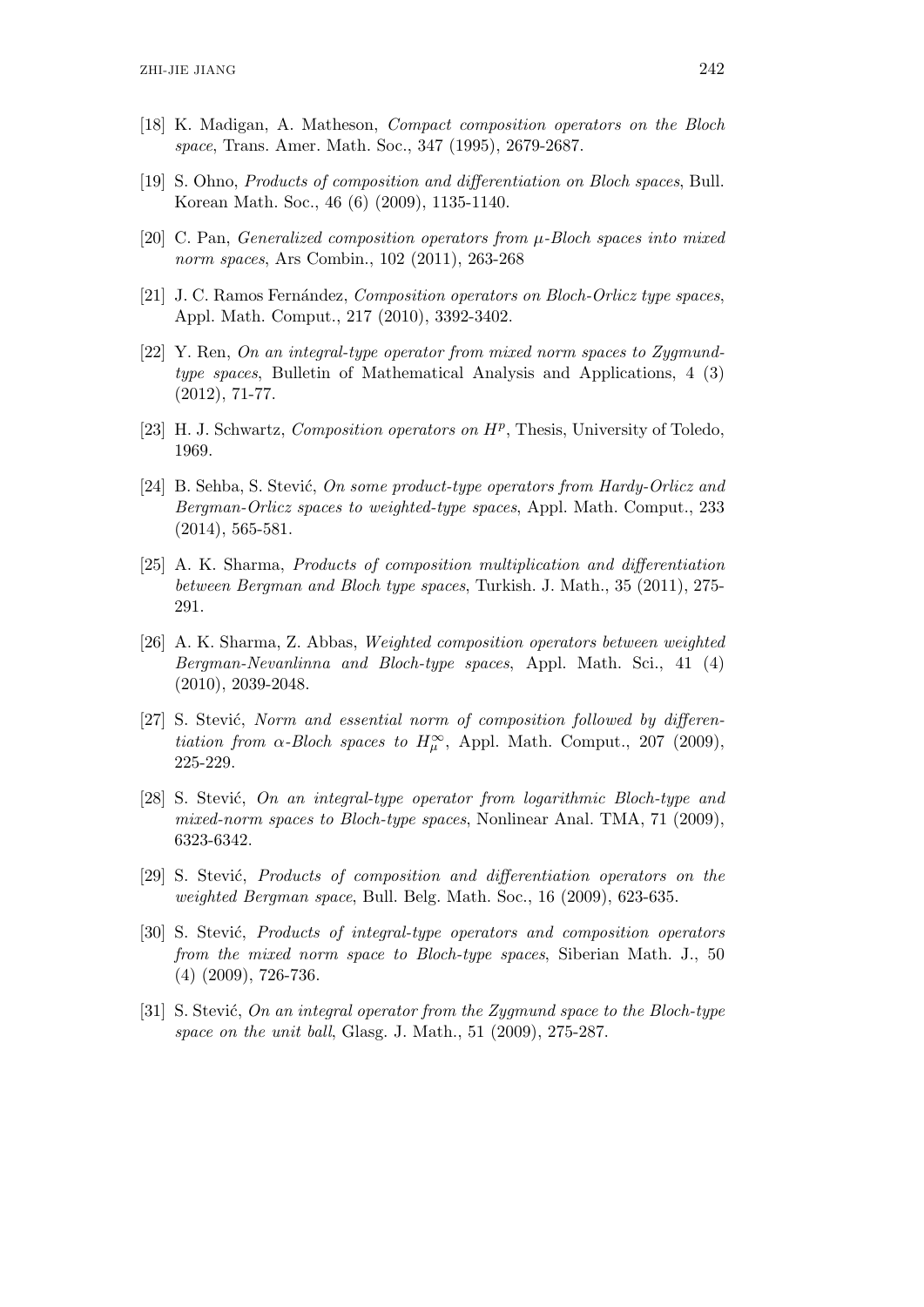[18] K. Madigan, A. Matheson, *Compact composition operators on the Bloch space*, Trans. Amer. Math. Soc., 347 (1995), 2679-2687.

[19] S. Ohno, *Products of composition and differentiation on Bloch spaces*, Bull. Korean Math. Soc., 46 (6) (2009), 1135-1140.

[20] C. Pan, *Generalized composition operators from $\mu$-Bloch spaces into mixed norm spaces*, Ars Combin., 102 (2011), 263-268

[21] J. C. Ramos Fernández, *Composition operators on Bloch-Orlicz type spaces*, Appl. Math. Comput., 217 (2010), 3392-3402.

[22] Y. Ren, *On an integral-type operator from mixed norm spaces to Zygmund-type spaces*, Bulletin of Mathematical Analysis and Applications, 4 (3) (2012), 71-77.

[23] H. J. Schwartz, *Composition operators on $H^p$*, Thesis, University of Toledo, 1969.

[24] B. Sehba, S. Stević, *On some product-type operators from Hardy-Orlicz and Bergman-Orlicz spaces to weighted-type spaces*, Appl. Math. Comput., 233 (2014), 565-581.

[25] A. K. Sharma, *Products of composition multiplication and differentiation between Bergman and Bloch type spaces*, Turkish. J. Math., 35 (2011), 275-291.

[26] A. K. Sharma, Z. Abbas, *Weighted composition operators between weighted Bergman-Nevanlinna and Bloch-type spaces*, Appl. Math. Sci., 41 (4) (2010), 2039-2048.

[27] S. Stević, *Norm and essential norm of composition followed by differentiation from $\alpha$-Bloch spaces to $H_\mu^\infty$*, Appl. Math. Comput., 207 (2009), 225-229.

[28] S. Stević, *On an integral-type operator from logarithmic Bloch-type and mixed-norm spaces to Bloch-type spaces*, Nonlinear Anal. TMA, 71 (2009), 6323-6342.

[29] S. Stević, *Products of composition and differentiation operators on the weighted Bergman space*, Bull. Belg. Math. Soc., 16 (2009), 623-635.

[30] S. Stević, *Products of integral-type operators and composition operators from the mixed norm space to Bloch-type spaces*, Siberian Math. J., 50 (4) (2009), 726-736.

[31] S. Stević, *On an integral operator from the Zygmund space to the Bloch-type space on the unit ball*, Glasg. J. Math., 51 (2009), 275-287.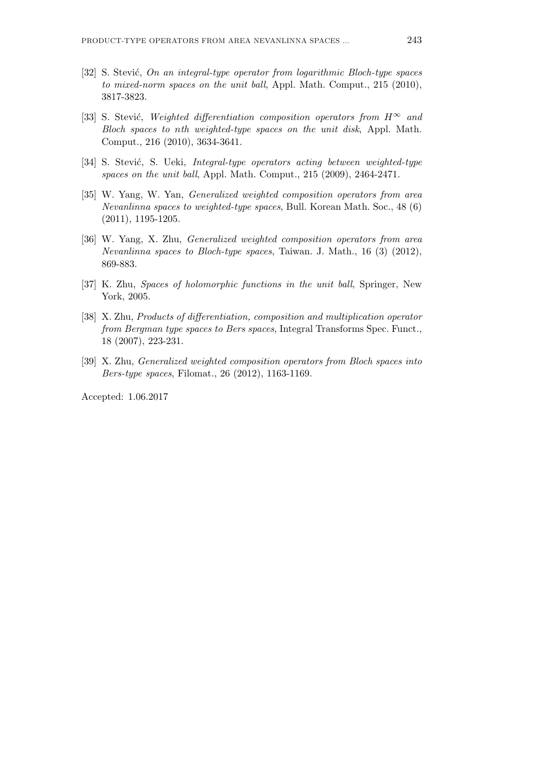[32] S. Stević, *On an integral-type operator from logarithmic Bloch-type spaces to mixed-norm spaces on the unit ball*, Appl. Math. Comput., 215 (2010), 3817-3823.

[33] S. Stević, *Weighted differentiation composition operators from $H^\infty$ and Bloch spaces to nth weighted-type spaces on the unit disk*, Appl. Math. Comput., 216 (2010), 3634-3641.

[34] S. Stević, S. Ueki, *Integral-type operators acting between weighted-type spaces on the unit ball*, Appl. Math. Comput., 215 (2009), 2464-2471.

[35] W. Yang, W. Yan, *Generalized weighted composition operators from area Nevanlinna spaces to weighted-type spaces*, Bull. Korean Math. Soc., 48 (6) (2011), 1195-1205.

[36] W. Yang, X. Zhu, *Generalized weighted composition operators from area Nevanlinna spaces to Bloch-type spaces*, Taiwan. J. Math., 16 (3) (2012), 869-883.

[37] K. Zhu, *Spaces of holomorphic functions in the unit ball*, Springer, New York, 2005.

[38] X. Zhu, *Products of differentiation, composition and multiplication operator from Bergman type spaces to Bers spaces*, Integral Transforms Spec. Funct., 18 (2007), 223-231.

[39] X. Zhu, *Generalized weighted composition operators from Bloch spaces into Bers-type spaces*, Filomat., 26 (2012), 1163-1169.

Accepted: 1.06.2017